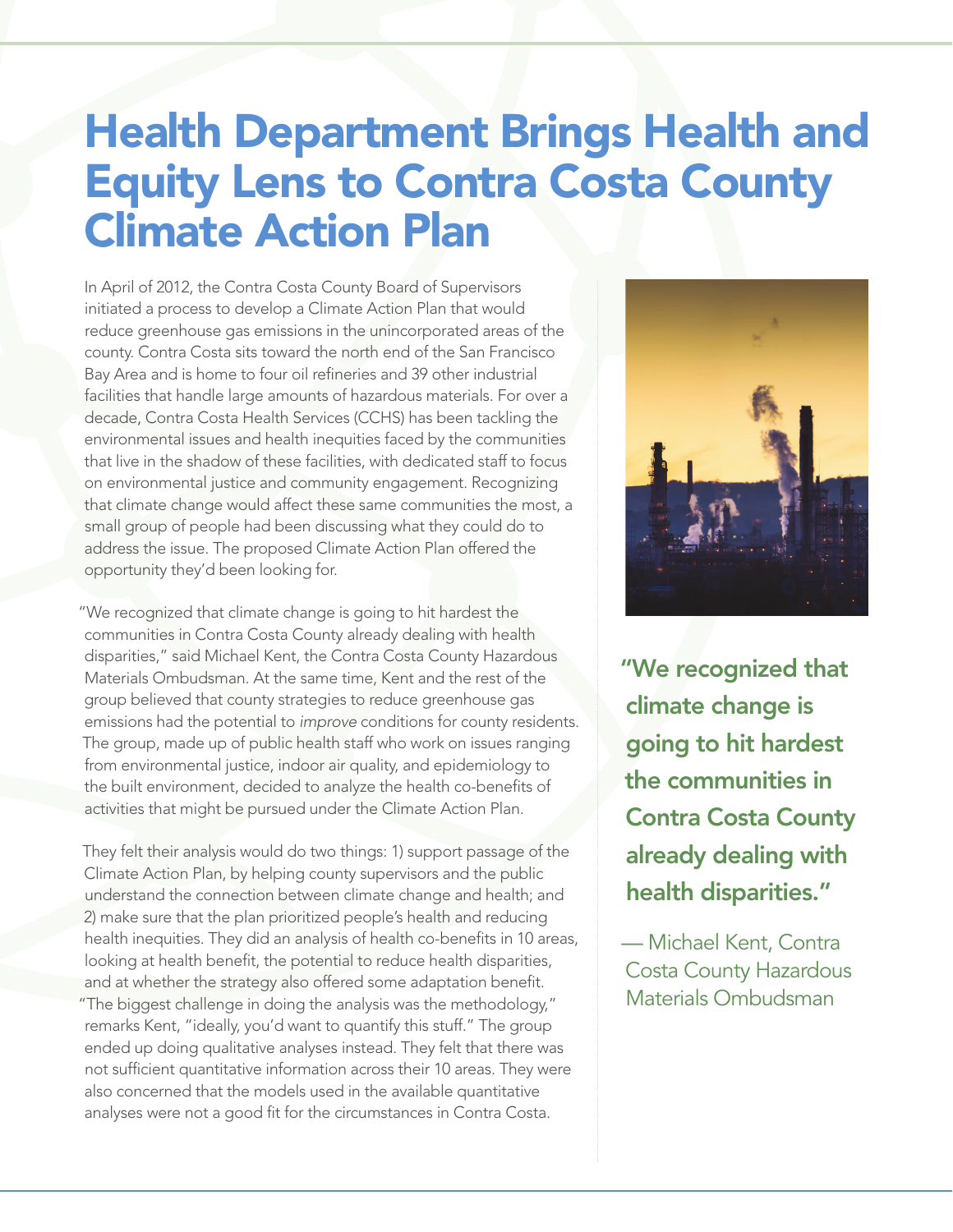# Health Department Brings Health and Equity Lens to Contra Costa County Climate Action Plan

In April of 2012, the Contra Costa County Board of Supervisors initiated a process to develop a Climate Action Plan that would reduce greenhouse gas emissions in the unincorporated areas of the county. Contra Costa sits toward the north end of the San Francisco Bay Area and is home to four oil refineries and 39 other industrial facilities that handle large amounts of hazardous materials. For over a decade, Contra Costa Health Services (CCHS) has been tackling the environmental issues and health inequities faced by the communities that live in the shadow of these facilities, with dedicated staff to focus on environmental justice and community engagement. Recognizing that climate change would affect these same communities the most, a small group of people had been discussing what they could do to address the issue. The proposed Climate Action Plan offered the opportunity they'd been looking for.

"We recognized that climate change is going to hit hardest the communities in Contra Costa County already dealing with health disparities," said Michael Kent, the Contra Costa County Hazardous Materials Ombudsman. At the same time, Kent and the rest of the group believed that county strategies to reduce greenhouse gas emissions had the potential to *improve* conditions for county residents. The group, made up of public health staff who work on issues ranging from environmental justice, indoor air quality, and epidemiology to the built environment, decided to analyze the health co-benefits of activities that might be pursued under the Climate Action Plan.

They felt their analysis would do two things: 1) support passage of the Climate Action Plan, by helping county supervisors and the public understand the connection between climate change and health; and 2) make sure that the plan prioritized people's health and reducing health inequities. They did an analysis of health co-benefits in 10 areas, looking at health benefit, the potential to reduce health disparities, and at whether the strategy also offered some adaptation benefit. "The biggest challenge in doing the analysis was the methodology," remarks Kent, "ideally, you'd want to quantify this stuff." The group ended up doing qualitative analyses instead. They felt that there was not sufficient quantitative information across their 10 areas. They were also concerned that the models used in the available quantitative analyses were not a good fit for the circumstances in Contra Costa.

**"We recognized that climate change is going to hit hardest the communities in Contra Costa County already dealing with health disparities."**

— Michael Kent, Contra Costa County Hazardous Materials Ombudsman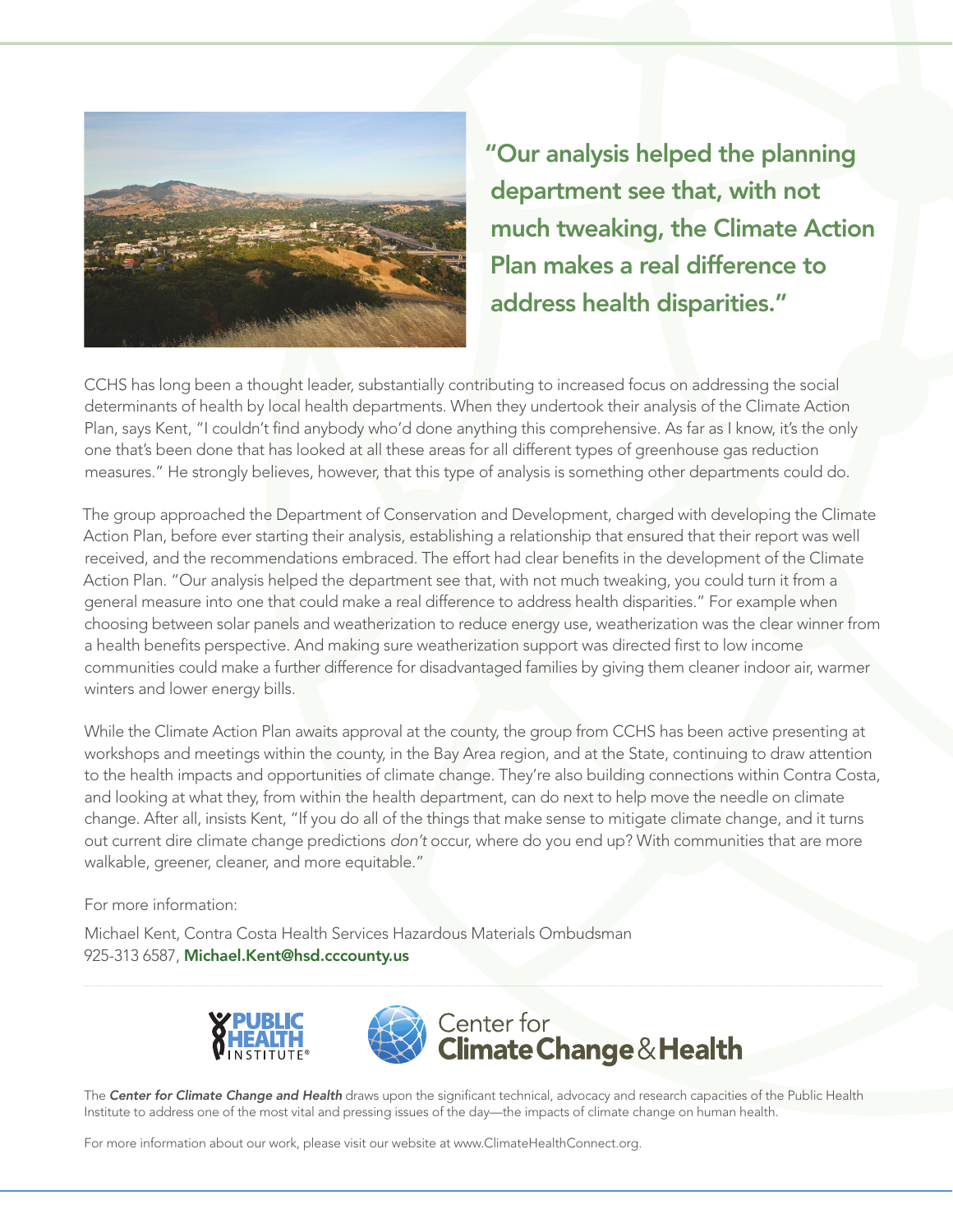> **"Our analysis helped the planning department see that, with not much tweaking, the Climate Action Plan makes a real difference to address health disparities."**

CCHS has long been a thought leader, substantially contributing to increased focus on addressing the social determinants of health by local health departments. When they undertook their analysis of the Climate Action Plan, says Kent, "I couldn't find anybody who'd done anything this comprehensive. As far as I know, it's the only one that's been done that has looked at all these areas for all different types of greenhouse gas reduction measures." He strongly believes, however, that this type of analysis is something other departments could do.

The group approached the Department of Conservation and Development, charged with developing the Climate Action Plan, before ever starting their analysis, establishing a relationship that ensured that their report was well received, and the recommendations embraced. The effort had clear benefits in the development of the Climate Action Plan. "Our analysis helped the department see that, with not much tweaking, you could turn it from a general measure into one that could make a real difference to address health disparities." For example when choosing between solar panels and weatherization to reduce energy use, weatherization was the clear winner from a health benefits perspective. And making sure weatherization support was directed first to low income communities could make a further difference for disadvantaged families by giving them cleaner indoor air, warmer winters and lower energy bills.

While the Climate Action Plan awaits approval at the county, the group from CCHS has been active presenting at workshops and meetings within the county, in the Bay Area region, and at the State, continuing to draw attention to the health impacts and opportunities of climate change. They're also building connections within Contra Costa, and looking at what they, from within the health department, can do next to help move the needle on climate change. After all, insists Kent, "If you do all of the things that make sense to mitigate climate change, and it turns out current dire climate change predictions *don't* occur, where do you end up? With communities that are more walkable, greener, cleaner, and more equitable."

For more information:

Michael Kent, Contra Costa Health Services Hazardous Materials Ombudsman
925-313 6587, **Michael.Kent@hsd.cccounty.us**

PUBLIC HEALTH INSTITUTE®

Center for **Climate Change & Health**

The ***Center for Climate Change and Health*** draws upon the significant technical, advocacy and research capacities of the Public Health Institute to address one of the most vital and pressing issues of the day—the impacts of climate change on human health.

For more information about our work, please visit our website at www.ClimateHealthConnect.org.